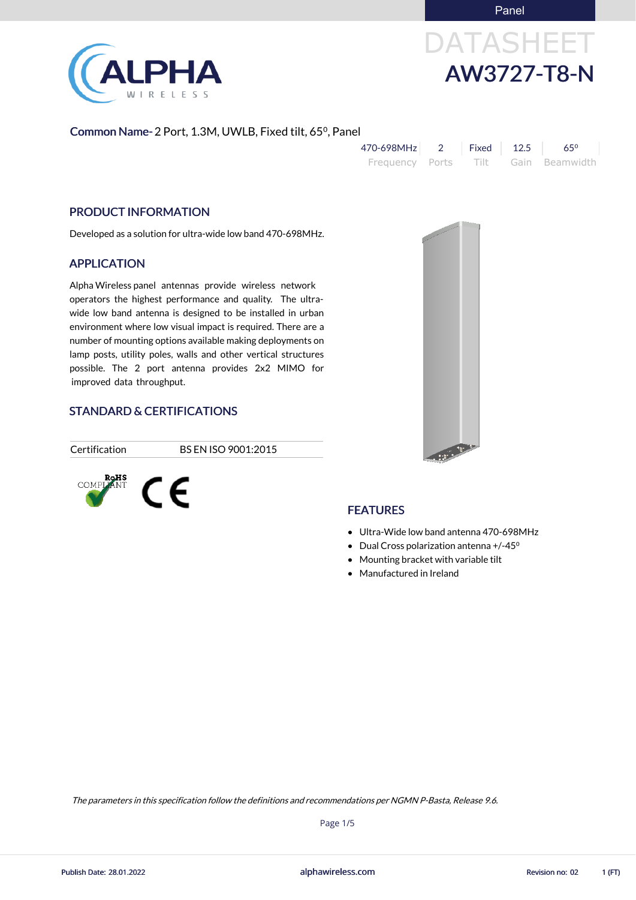Panel

# DATASHEET

# AW3727-T8-N

**Common Name-** 2 Port, 1.3M, UWLB, Fixed tilt, 65⁰, Panel

| 470-698MHz | 2 | Fixed | 12.5 | 65⁰ |
|---|---|---|---|---|
| Frequency | Ports | Tilt | Gain | Beamwidth |

## PRODUCT INFORMATION

Developed as a solution for ultra-wide low band 470-698MHz.

## APPLICATION

Alpha Wireless panel antennas provide wireless network operators the highest performance and quality. The ultra-wide low band antenna is designed to be installed in urban environment where low visual impact is required. There are a number of mounting options available making deployments on lamp posts, utility poles, walls and other vertical structures possible. The 2 port antenna provides 2x2 MIMO for improved data throughput.

## STANDARD & CERTIFICATIONS

| Certification | BS EN ISO 9001:2015 |
|---|---|

RoHS COMPLIANT

CE

## FEATURES

- Ultra-Wide low band antenna 470-698MHz
- Dual Cross polarization antenna +/-45⁰
- Mounting bracket with variable tilt
- Manufactured in Ireland

*The parameters in this specification follow the definitions and recommendations per NGMN P-Basta, Release 9.6.*

Publish Date: 28.01.2022 alphawireless.com Revision no: 02 1 (FT)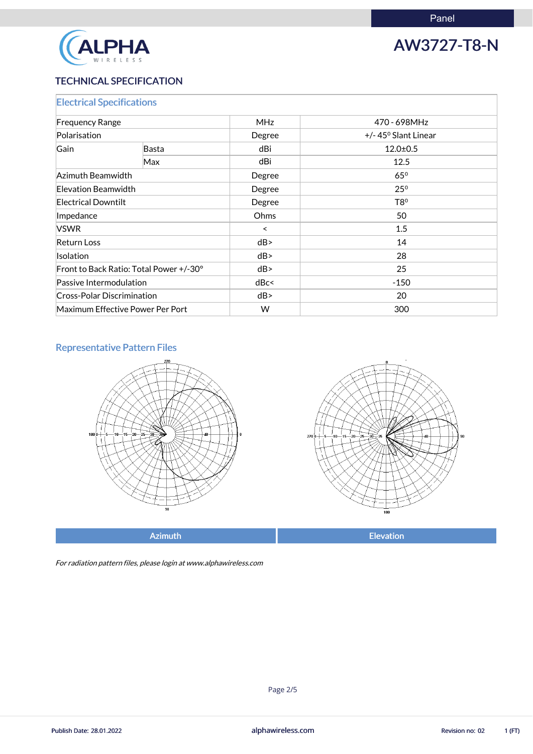Panel

# AW3727-T8-N

## TECHNICAL SPECIFICATION

### Electrical Specifications

| | | | |
|---|---|---|---|
| Frequency Range | | MHz | 470 - 698MHz |
| Polarisation | | Degree | +/- 45º Slant Linear |
| Gain | Basta | dBi | 12.0±0.5 |
| | Max | dBi | 12.5 |
| Azimuth Beamwidth | | Degree | 65º |
| Elevation Beamwidth | | Degree | 25º |
| Electrical Downtilt | | Degree | T8º |
| Impedance | | Ohms | 50 |
| VSWR | | < | 1.5 |
| Return Loss | | dB> | 14 |
| Isolation | | dB> | 28 |
| Front to Back Ratio: Total Power +/-30° | | dB> | 25 |
| Passive Intermodulation | | dBc< | -150 |
| Cross-Polar Discrimination | | dB> | 20 |
| Maximum Effective Power Per Port | | W | 300 |

### Representative Pattern Files

| Azimuth | Elevation |
|---|---|

*For radiation pattern files, please login at www.alphawireless.com*

Publish Date: 28.01.2022 | alphawireless.com | Revision no: 02 | 1 (FT)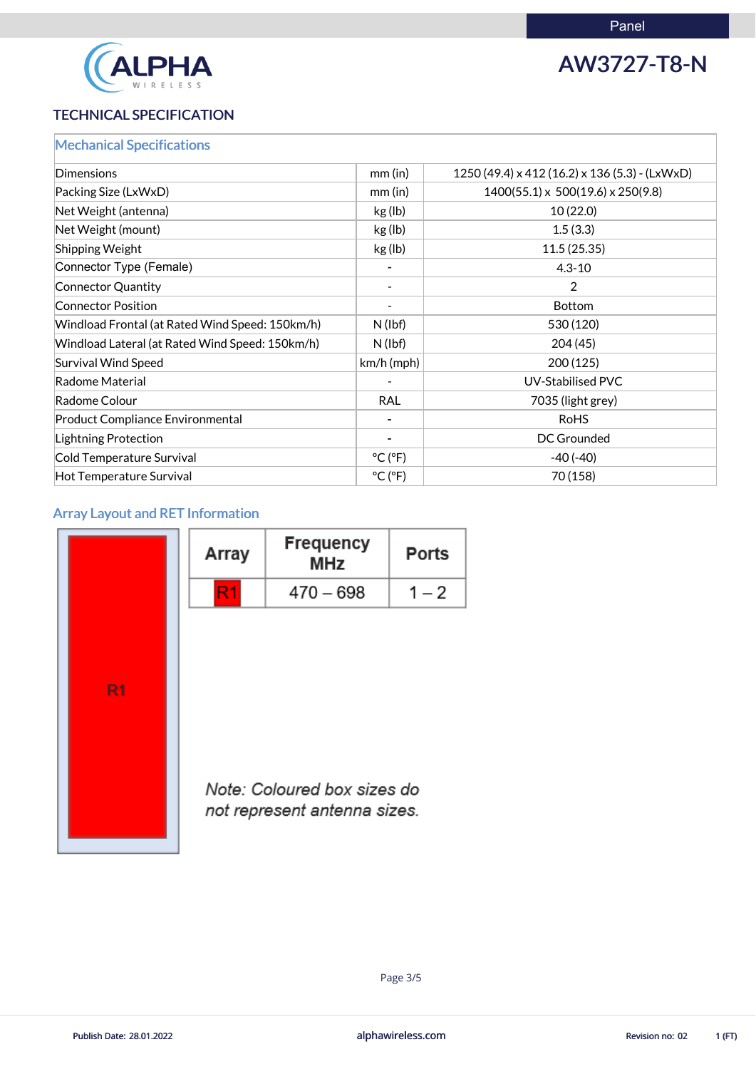Panel

# AW3727-T8-N

## TECHNICAL SPECIFICATION

### Mechanical Specifications

| | | |
|---|---|---|
| Dimensions | mm (in) | 1250 (49.4) x 412 (16.2) x 136 (5.3) - (LxWxD) |
| Packing Size (LxWxD) | mm (in) | 1400(55.1) x 500(19.6) x 250(9.8) |
| Net Weight (antenna) | kg (lb) | 10 (22.0) |
| Net Weight (mount) | kg (lb) | 1.5 (3.3) |
| Shipping Weight | kg (lb) | 11.5 (25.35) |
| Connector Type (Female) | - | 4.3-10 |
| Connector Quantity | - | 2 |
| Connector Position | - | Bottom |
| Windload Frontal (at Rated Wind Speed: 150km/h) | N (lbf) | 530 (120) |
| Windload Lateral (at Rated Wind Speed: 150km/h) | N (lbf) | 204 (45) |
| Survival Wind Speed | km/h (mph) | 200 (125) |
| Radome Material | - | UV-Stabilised PVC |
| Radome Colour | RAL | 7035 (light grey) |
| Product Compliance Environmental | - | RoHS |
| Lightning Protection | - | DC Grounded |
| Cold Temperature Survival | °C (°F) | -40 (-40) |
| Hot Temperature Survival | °C (°F) | 70 (158) |

### Array Layout and RET Information

R1

| Array | Frequency MHz | Ports |
|---|---|---|
| R1 | 470 – 698 | 1 – 2 |

*Note: Coloured box sizes do not represent antenna sizes.*

Publish Date: 28.01.2022 alphawireless.com Revision no: 02 1 (FT)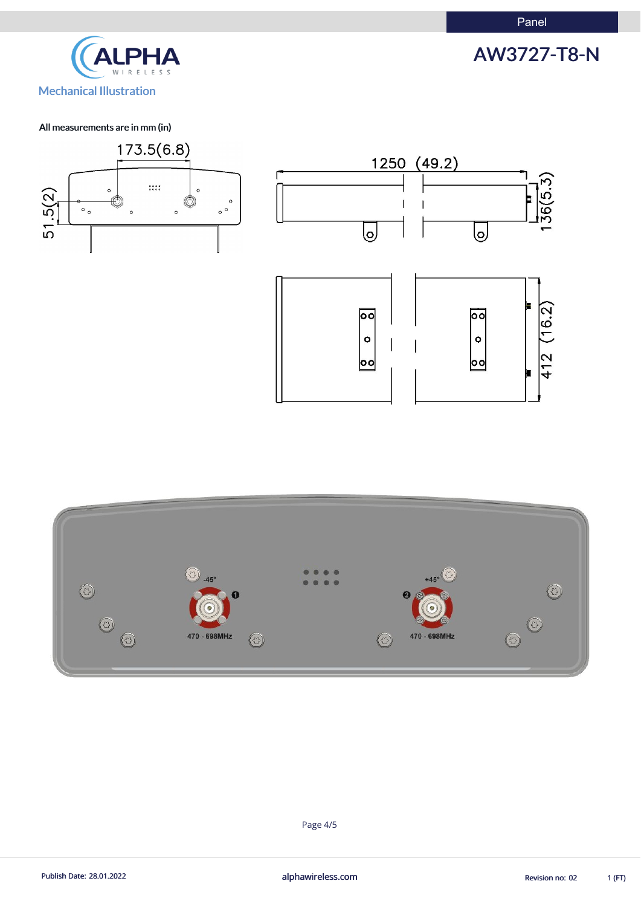Panel

# AW3727-T8-N

## Mechanical Illustration

All measurements are in mm (in)

173.5(6.8)

51.5(2)

1250 (49.2)

136(5.3)

412 (16.2)

-45°

+45°

470 - 698MHz

470 - 698MHz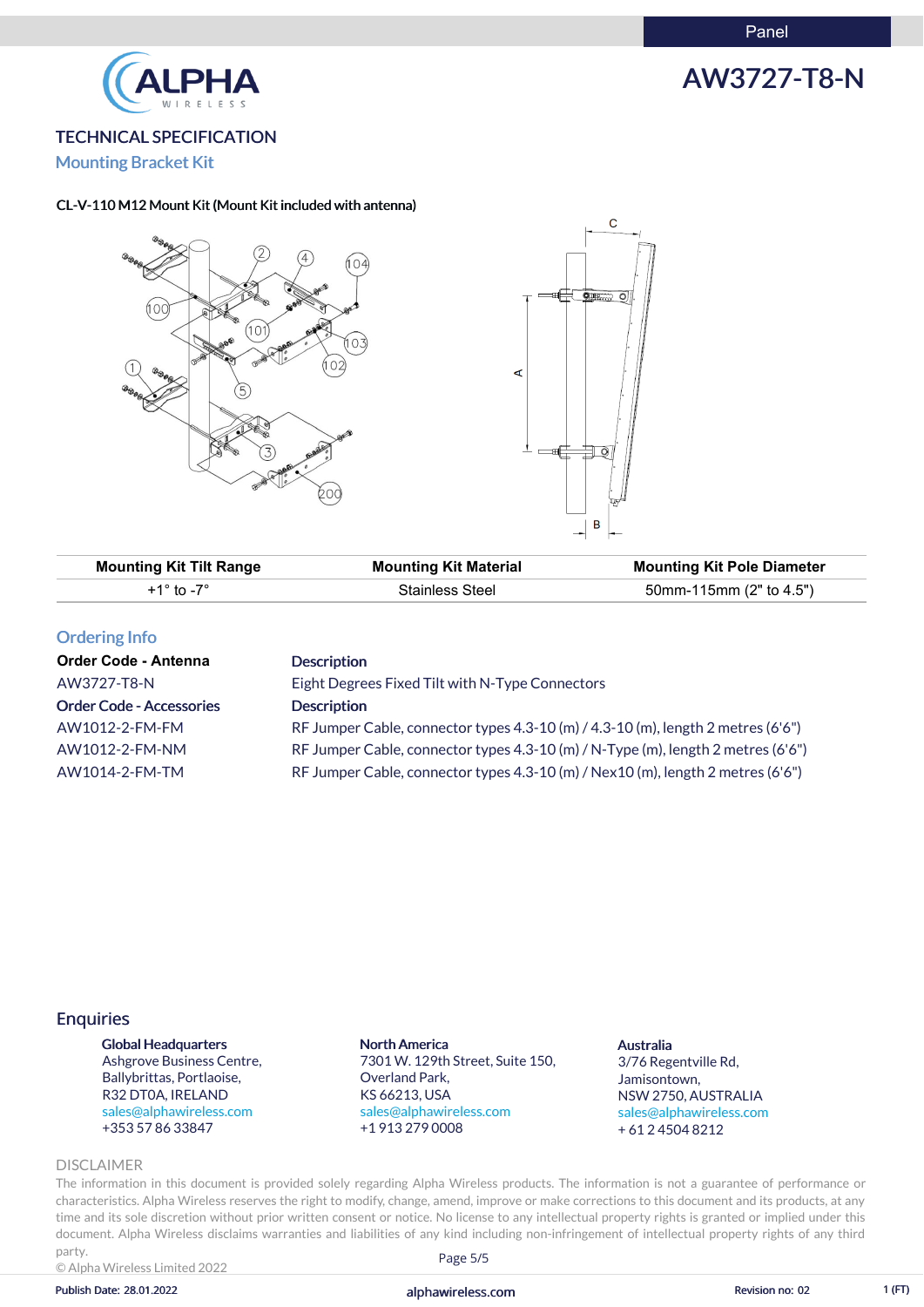Panel

# AW3727-T8-N

## TECHNICAL SPECIFICATION

### Mounting Bracket Kit

**CL-V-110 M12 Mount Kit (Mount Kit included with antenna)**

| Mounting Kit Tilt Range | Mounting Kit Material | Mounting Kit Pole Diameter |
|---|---|---|
| +1° to -7° | Stainless Steel | 50mm-115mm (2" to 4.5") |

### Ordering Info

| Order Code - Antenna | Description |
|---|---|
| AW3727-T8-N | Eight Degrees Fixed Tilt with N-Type Connectors |
| **Order Code - Accessories** | **Description** |
| AW1012-2-FM-FM | RF Jumper Cable, connector types 4.3-10 (m) / 4.3-10 (m), length 2 metres (6'6") |
| AW1012-2-FM-NM | RF Jumper Cable, connector types 4.3-10 (m) / N-Type (m), length 2 metres (6'6") |
| AW1014-2-FM-TM | RF Jumper Cable, connector types 4.3-10 (m) / Nex10 (m), length 2 metres (6'6") |

### Enquiries

**Global Headquarters**
Ashgrove Business Centre,
Ballybrittas, Portlaoise,
R32 DT0A, IRELAND
sales@alphawireless.com
+353 57 86 33847

**North America**
7301 W. 129th Street, Suite 150,
Overland Park,
KS 66213, USA
sales@alphawireless.com
+1 913 279 0008

**Australia**
3/76 Regentville Rd,
Jamisontown,
NSW 2750, AUSTRALIA
sales@alphawireless.com
+ 61 2 4504 8212

DISCLAIMER

The information in this document is provided solely regarding Alpha Wireless products. The information is not a guarantee of performance or characteristics. Alpha Wireless reserves the right to modify, change, amend, improve or make corrections to this document and its products, at any time and its sole discretion without prior written consent or notice. No license to any intellectual property rights is granted or implied under this document. Alpha Wireless disclaims warranties and liabilities of any kind including non-infringement of intellectual property rights of any third party.

© Alpha Wireless Limited 2022

Publish Date: 28.01.2022 | alphawireless.com | Revision no: 02 | 1 (FT)